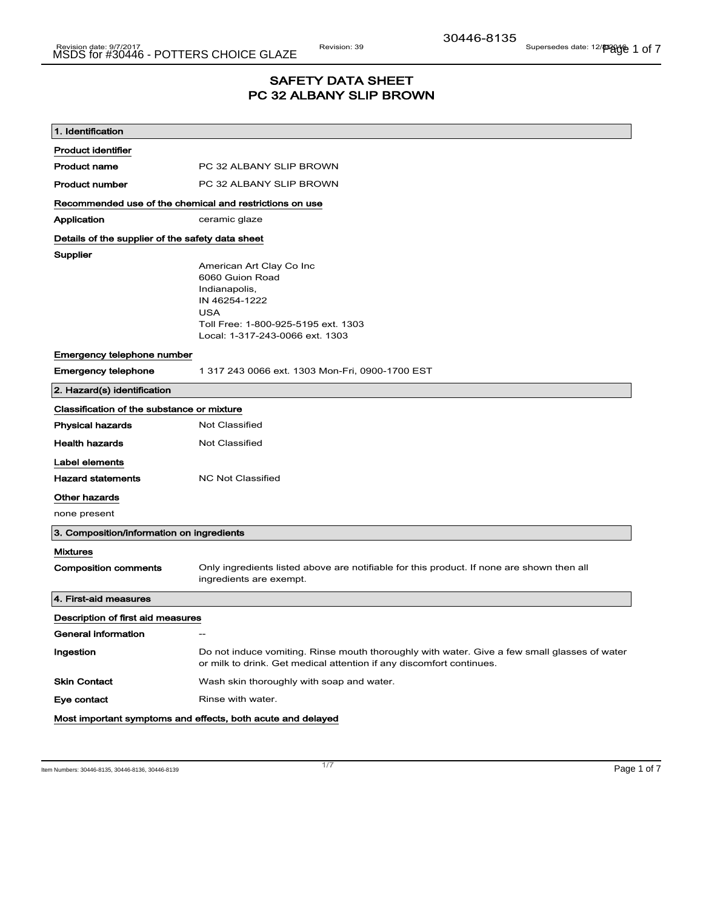# SAFETY DATA SHEET
# PC 32 ALBANY SLIP BROWN

## 1. Identification

**Product identifier**

| | |
|---|---|
| **Product name** | PC 32 ALBANY SLIP BROWN |
| **Product number** | PC 32 ALBANY SLIP BROWN |

**Recommended use of the chemical and restrictions on use**

| | |
|---|---|
| **Application** | ceramic glaze |

**Details of the supplier of the safety data sheet**

**Supplier**

American Art Clay Co Inc
6060 Guion Road
Indianapolis,
IN 46254-1222
USA
Toll Free: 1-800-925-5195 ext. 1303
Local: 1-317-243-0066 ext. 1303

**Emergency telephone number**

| | |
|---|---|
| **Emergency telephone** | 1 317 243 0066 ext. 1303 Mon-Fri, 0900-1700 EST |

## 2. Hazard(s) identification

**Classification of the substance or mixture**

| | |
|---|---|
| **Physical hazards** | Not Classified |
| **Health hazards** | Not Classified |

**Label elements**

| | |
|---|---|
| **Hazard statements** | NC Not Classified |

**Other hazards**

none present

## 3. Composition/information on ingredients

**Mixtures**

| | |
|---|---|
| **Composition comments** | Only ingredients listed above are notifiable for this product. If none are shown then all ingredients are exempt. |

## 4. First-aid measures

**Description of first aid measures**

| | |
|---|---|
| **General information** | -- |
| **Ingestion** | Do not induce vomiting. Rinse mouth thoroughly with water. Give a few small glasses of water or milk to drink. Get medical attention if any discomfort continues. |
| **Skin Contact** | Wash skin thoroughly with soap and water. |
| **Eye contact** | Rinse with water. |

**Most important symptoms and effects, both acute and delayed**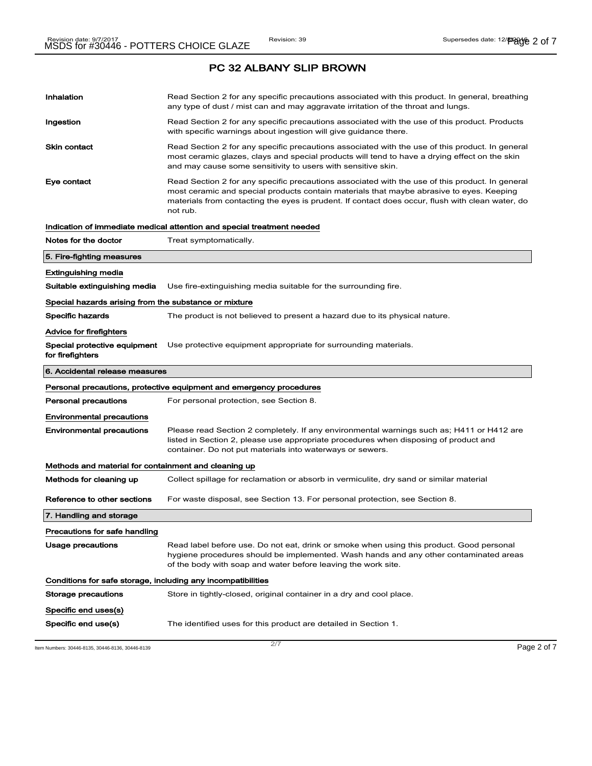## PC 32 ALBANY SLIP BROWN

| | |
|---|---|
| **Inhalation** | Read Section 2 for any specific precautions associated with this product. In general, breathing any type of dust / mist can and may aggravate irritation of the throat and lungs. |
| **Ingestion** | Read Section 2 for any specific precautions associated with the use of this product. Products with specific warnings about ingestion will give guidance there. |
| **Skin contact** | Read Section 2 for any specific precautions associated with the use of this product. In general most ceramic glazes, clays and special products will tend to have a drying effect on the skin and may cause some sensitivity to users with sensitive skin. |
| **Eye contact** | Read Section 2 for any specific precautions associated with the use of this product. In general most ceramic and special products contain materials that maybe abrasive to eyes. Keeping materials from contacting the eyes is prudent. If contact does occur, flush with clean water, do not rub. |

**Indication of immediate medical attention and special treatment needed**

| | |
|---|---|
| **Notes for the doctor** | Treat symptomatically. |

### 5. Fire-fighting measures

**Extinguishing media**

| | |
|---|---|
| **Suitable extinguishing media** | Use fire-extinguishing media suitable for the surrounding fire. |

**Special hazards arising from the substance or mixture**

| | |
|---|---|
| **Specific hazards** | The product is not believed to present a hazard due to its physical nature. |

**Advice for firefighters**

| | |
|---|---|
| **Special protective equipment for firefighters** | Use protective equipment appropriate for surrounding materials. |

### 6. Accidental release measures

**Personal precautions, protective equipment and emergency procedures**

| | |
|---|---|
| **Personal precautions** | For personal protection, see Section 8. |

**Environmental precautions**

| | |
|---|---|
| **Environmental precautions** | Please read Section 2 completely. If any environmental warnings such as; H411 or H412 are listed in Section 2, please use appropriate procedures when disposing of product and container. Do not put materials into waterways or sewers. |

**Methods and material for containment and cleaning up**

| | |
|---|---|
| **Methods for cleaning up** | Collect spillage for reclamation or absorb in vermiculite, dry sand or similar material |
| **Reference to other sections** | For waste disposal, see Section 13. For personal protection, see Section 8. |

### 7. Handling and storage

**Precautions for safe handling**

| | |
|---|---|
| **Usage precautions** | Read label before use. Do not eat, drink or smoke when using this product. Good personal hygiene procedures should be implemented. Wash hands and any other contaminated areas of the body with soap and water before leaving the work site. |

**Conditions for safe storage, including any incompatibilities**

| | |
|---|---|
| **Storage precautions** | Store in tightly-closed, original container in a dry and cool place. |

**Specific end uses(s)**

| | |
|---|---|
| **Specific end use(s)** | The identified uses for this product are detailed in Section 1. |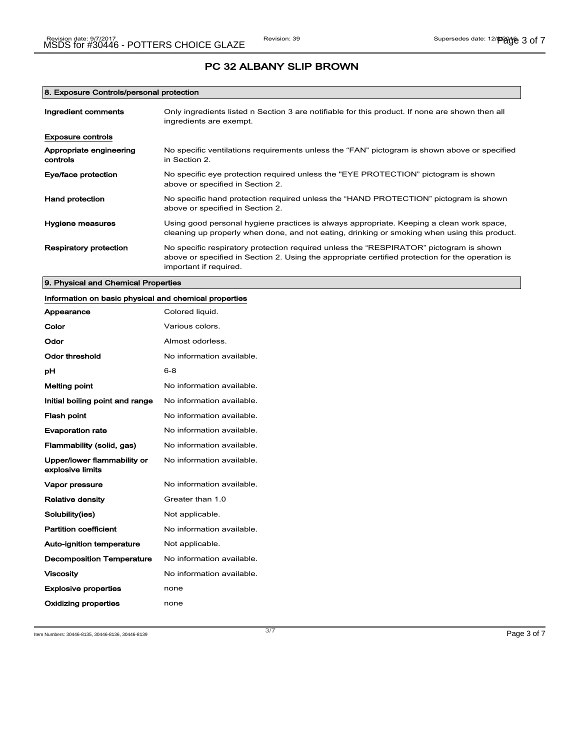# PC 32 ALBANY SLIP BROWN

## 8. Exposure Controls/personal protection

| | |
|---|---|
| **Ingredient comments** | Only ingredients listed n Section 3 are notifiable for this product. If none are shown then all ingredients are exempt. |

**Exposure controls**

| | |
|---|---|
| **Appropriate engineering controls** | No specific ventilations requirements unless the “FAN” pictogram is shown above or specified in Section 2. |
| **Eye/face protection** | No specific eye protection required unless the "EYE PROTECTION" pictogram is shown above or specified in Section 2. |
| **Hand protection** | No specific hand protection required unless the “HAND PROTECTION” pictogram is shown above or specified in Section 2. |
| **Hygiene measures** | Using good personal hygiene practices is always appropriate. Keeping a clean work space, cleaning up properly when done, and not eating, drinking or smoking when using this product. |
| **Respiratory protection** | No specific respiratory protection required unless the “RESPIRATOR” pictogram is shown above or specified in Section 2. Using the appropriate certified protection for the operation is important if required. |

## 9. Physical and Chemical Properties

**Information on basic physical and chemical properties**

| | |
|---|---|
| **Appearance** | Colored liquid. |
| **Color** | Various colors. |
| **Odor** | Almost odorless. |
| **Odor threshold** | No information available. |
| **pH** | 6-8 |
| **Melting point** | No information available. |
| **Initial boiling point and range** | No information available. |
| **Flash point** | No information available. |
| **Evaporation rate** | No information available. |
| **Flammability (solid, gas)** | No information available. |
| **Upper/lower flammability or explosive limits** | No information available. |
| **Vapor pressure** | No information available. |
| **Relative density** | Greater than 1.0 |
| **Solubility(ies)** | Not applicable. |
| **Partition coefficient** | No information available. |
| **Auto-ignition temperature** | Not applicable. |
| **Decomposition Temperature** | No information available. |
| **Viscosity** | No information available. |
| **Explosive properties** | none |
| **Oxidizing properties** | none |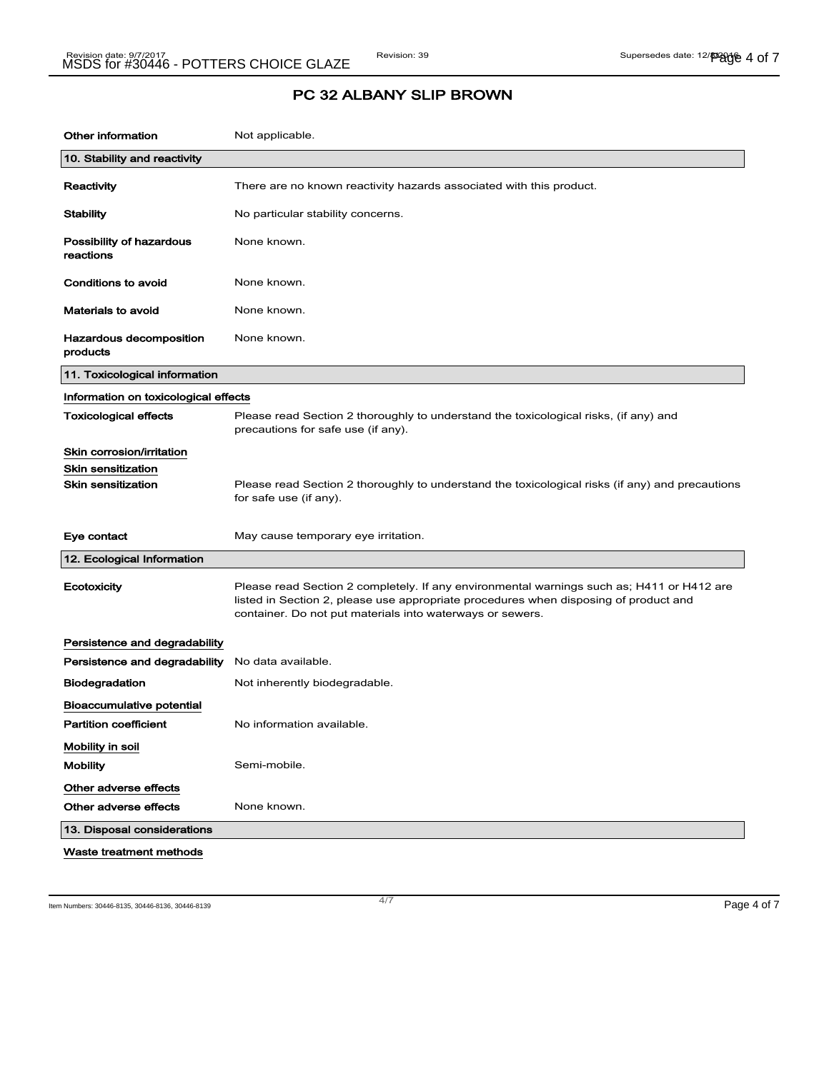# PC 32 ALBANY SLIP BROWN

| | |
|---|---|
| **Other information** | Not applicable. |

## 10. Stability and reactivity

| | |
|---|---|
| **Reactivity** | There are no known reactivity hazards associated with this product. |
| **Stability** | No particular stability concerns. |
| **Possibility of hazardous reactions** | None known. |
| **Conditions to avoid** | None known. |
| **Materials to avoid** | None known. |
| **Hazardous decomposition products** | None known. |

## 11. Toxicological information

**Information on toxicological effects**

| | |
|---|---|
| **Toxicological effects** | Please read Section 2 thoroughly to understand the toxicological risks, (if any) and precautions for safe use (if any). |

**Skin corrosion/irritation**

**Skin sensitization**

| | |
|---|---|
| **Skin sensitization** | Please read Section 2 thoroughly to understand the toxicological risks (if any) and precautions for safe use (if any). |
| **Eye contact** | May cause temporary eye irritation. |

## 12. Ecological Information

| | |
|---|---|
| **Ecotoxicity** | Please read Section 2 completely. If any environmental warnings such as; H411 or H412 are listed in Section 2, please use appropriate procedures when disposing of product and container. Do not put materials into waterways or sewers. |

**Persistence and degradability**

| | |
|---|---|
| **Persistence and degradability** | No data available. |
| **Biodegradation** | Not inherently biodegradable. |

**Bioaccumulative potential**

| | |
|---|---|
| **Partition coefficient** | No information available. |

**Mobility in soil**

| | |
|---|---|
| **Mobility** | Semi-mobile. |

**Other adverse effects**

| | |
|---|---|
| **Other adverse effects** | None known. |

## 13. Disposal considerations

**Waste treatment methods**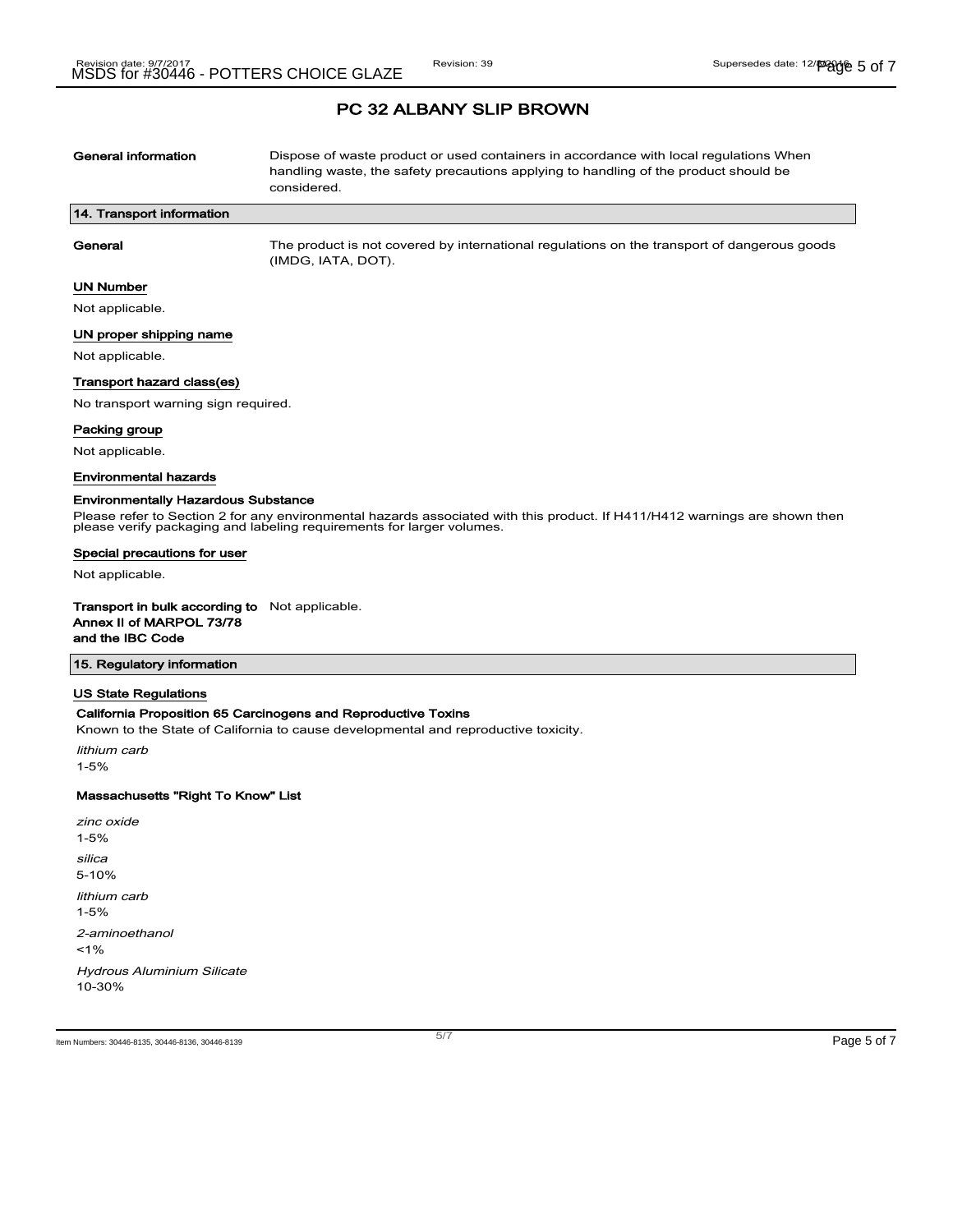## PC 32 ALBANY SLIP BROWN

**General information** Dispose of waste product or used containers in accordance with local regulations When handling waste, the safety precautions applying to handling of the product should be considered.

### 14. Transport information

**General** The product is not covered by international regulations on the transport of dangerous goods (IMDG, IATA, DOT).

**UN Number**

Not applicable.

**UN proper shipping name**

Not applicable.

**Transport hazard class(es)**

No transport warning sign required.

**Packing group**

Not applicable.

**Environmental hazards**

**Environmentally Hazardous Substance**

Please refer to Section 2 for any environmental hazards associated with this product. If H411/H412 warnings are shown then please verify packaging and labeling requirements for larger volumes.

**Special precautions for user**

Not applicable.

**Transport in bulk according to Annex II of MARPOL 73/78 and the IBC Code** Not applicable.

### 15. Regulatory information

**US State Regulations**

**California Proposition 65 Carcinogens and Reproductive Toxins**

Known to the State of California to cause developmental and reproductive toxicity.

*lithium carb*
1-5%

**Massachusetts "Right To Know" List**

*zinc oxide*
1-5%

*silica*
5-10%

*lithium carb*
1-5%

*2-aminoethanol*
<1%

*Hydrous Aluminium Silicate*
10-30%

Item Numbers: 30446-8135, 30446-8136, 30446-8139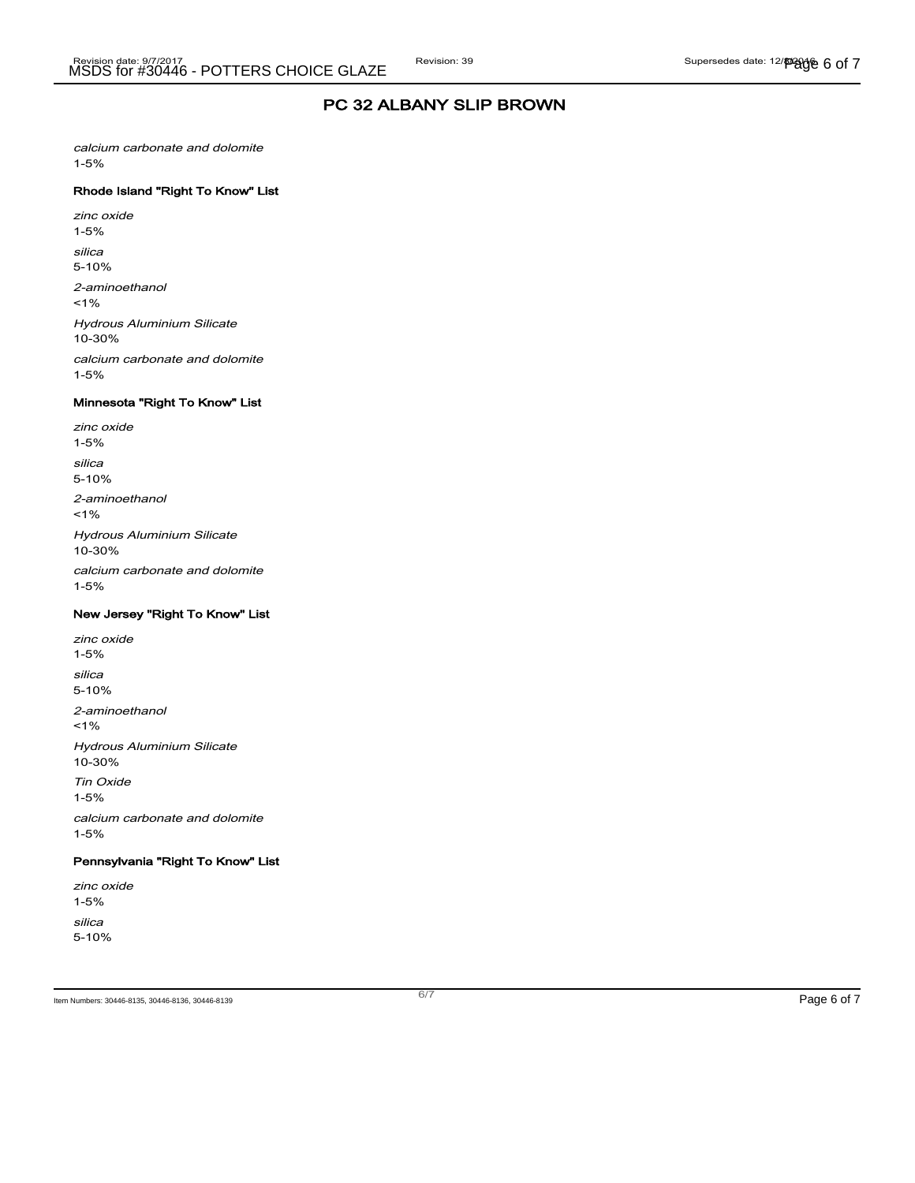## PC 32 ALBANY SLIP BROWN

*calcium carbonate and dolomite*
1-5%

#### Rhode Island "Right To Know" List

*zinc oxide*
1-5%

*silica*
5-10%

*2-aminoethanol*
<1%

*Hydrous Aluminium Silicate*
10-30%

*calcium carbonate and dolomite*
1-5%

#### Minnesota "Right To Know" List

*zinc oxide*
1-5%

*silica*
5-10%

*2-aminoethanol*
<1%

*Hydrous Aluminium Silicate*
10-30%

*calcium carbonate and dolomite*
1-5%

#### New Jersey "Right To Know" List

*zinc oxide*
1-5%

*silica*
5-10%

*2-aminoethanol*
<1%

*Hydrous Aluminium Silicate*
10-30%

*Tin Oxide*
1-5%

*calcium carbonate and dolomite*
1-5%

#### Pennsylvania "Right To Know" List

*zinc oxide*
1-5%

*silica*
5-10%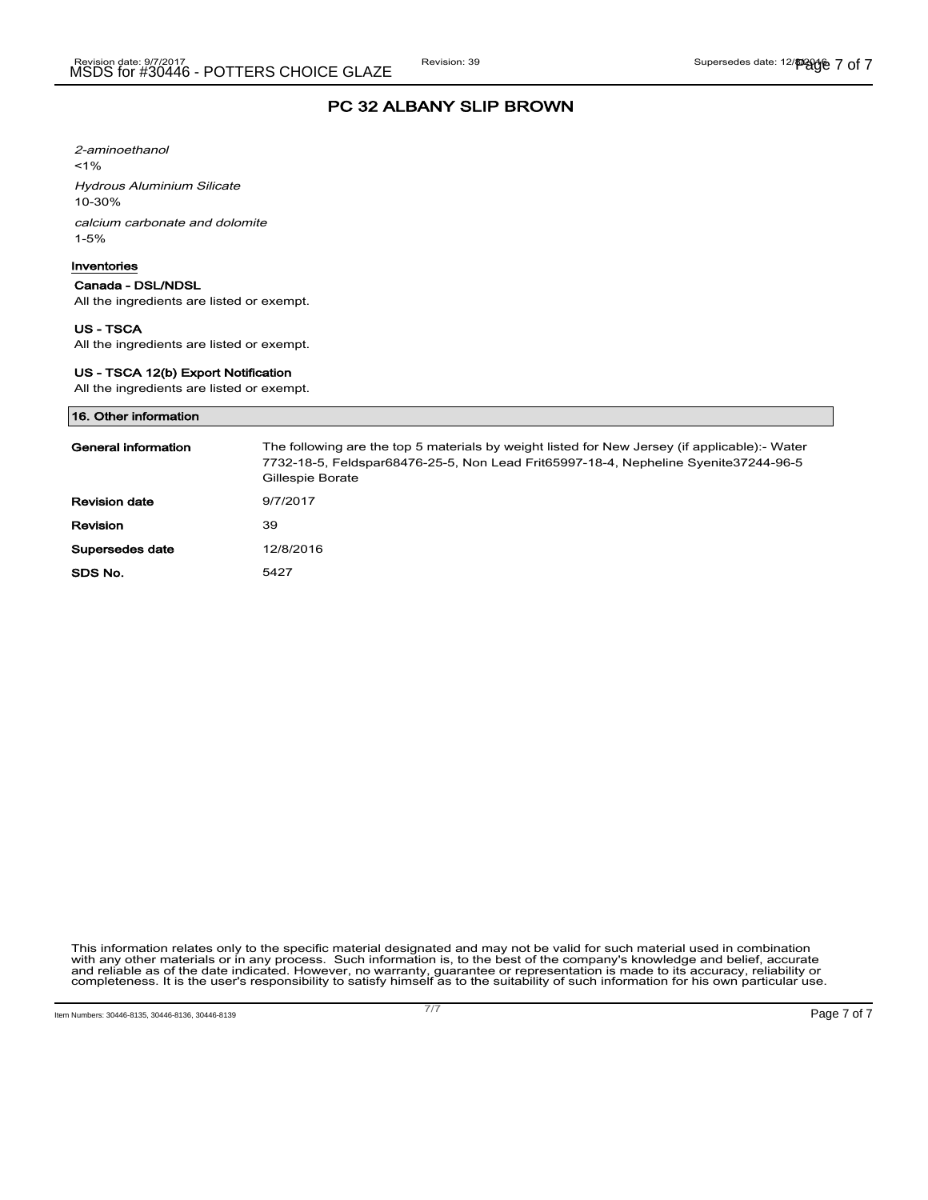## PC 32 ALBANY SLIP BROWN

*2-aminoethanol*
<1%

*Hydrous Aluminium Silicate*
10-30%

*calcium carbonate and dolomite*
1-5%

### Inventories

**Canada - DSL/NDSL**
All the ingredients are listed or exempt.

**US - TSCA**
All the ingredients are listed or exempt.

**US - TSCA 12(b) Export Notification**
All the ingredients are listed or exempt.

### 16. Other information

| | |
|---|---|
| **General information** | The following are the top 5 materials by weight listed for New Jersey (if applicable):- Water 7732-18-5, Feldspar68476-25-5, Non Lead Frit65997-18-4, Nepheline Syenite37244-96-5 Gillespie Borate |
| **Revision date** | 9/7/2017 |
| **Revision** | 39 |
| **Supersedes date** | 12/8/2016 |
| **SDS No.** | 5427 |

This information relates only to the specific material designated and may not be valid for such material used in combination with any other materials or in any process. Such information is, to the best of the company's knowledge and belief, accurate and reliable as of the date indicated. However, no warranty, guarantee or representation is made to its accuracy, reliability or completeness. It is the user's responsibility to satisfy himself as to the suitability of such information for his own particular use.

Item Numbers: 30446-8135, 30446-8136, 30446-8139